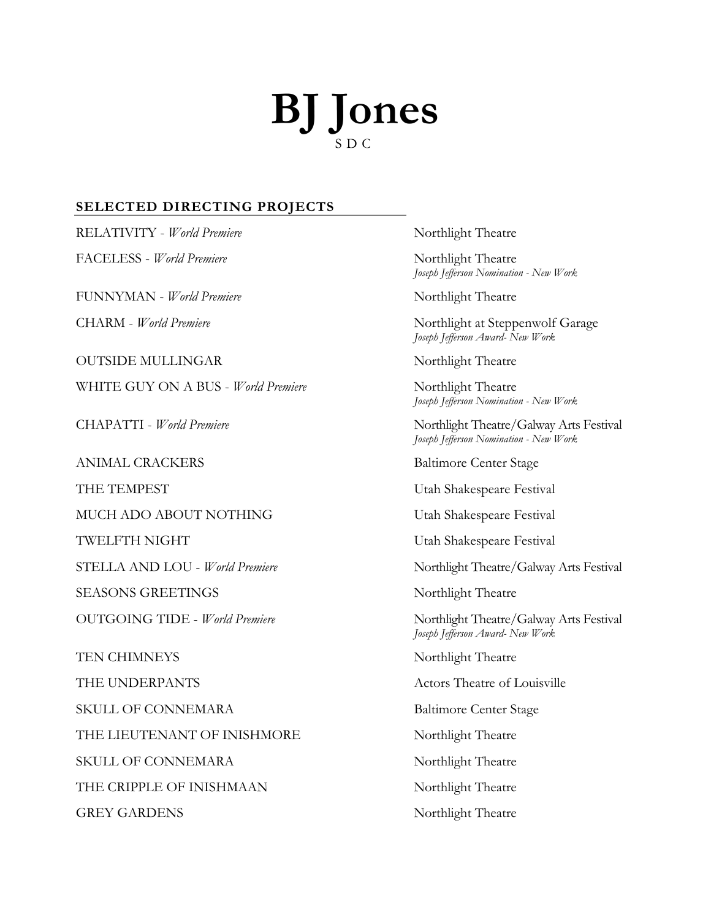# BJ Jones

SDC

## SELECTED DIRECTING PROJECTS

| | |
|---|---|
| RELATIVITY - *World Premiere* | Northlight Theatre |
| FACELESS - *World Premiere* | Northlight Theatre<br>*Joseph Jefferson Nomination - New Work* |
| FUNNYMAN - *World Premiere* | Northlight Theatre |
| CHARM - *World Premiere* | Northlight at Steppenwolf Garage<br>*Joseph Jefferson Award- New Work* |
| OUTSIDE MULLINGAR | Northlight Theatre |
| WHITE GUY ON A BUS - *World Premiere* | Northlight Theatre<br>*Joseph Jefferson Nomination - New Work* |
| CHAPATTI - *World Premiere* | Northlight Theatre/Galway Arts Festival<br>*Joseph Jefferson Nomination - New Work* |
| ANIMAL CRACKERS | Baltimore Center Stage |
| THE TEMPEST | Utah Shakespeare Festival |
| MUCH ADO ABOUT NOTHING | Utah Shakespeare Festival |
| TWELFTH NIGHT | Utah Shakespeare Festival |
| STELLA AND LOU - *World Premiere* | Northlight Theatre/Galway Arts Festival |
| SEASONS GREETINGS | Northlight Theatre |
| OUTGOING TIDE - *World Premiere* | Northlight Theatre/Galway Arts Festival<br>*Joseph Jefferson Award- New Work* |
| TEN CHIMNEYS | Northlight Theatre |
| THE UNDERPANTS | Actors Theatre of Louisville |
| SKULL OF CONNEMARA | Baltimore Center Stage |
| THE LIEUTENANT OF INISHMORE | Northlight Theatre |
| SKULL OF CONNEMARA | Northlight Theatre |
| THE CRIPPLE OF INISHMAAN | Northlight Theatre |
| GREY GARDENS | Northlight Theatre |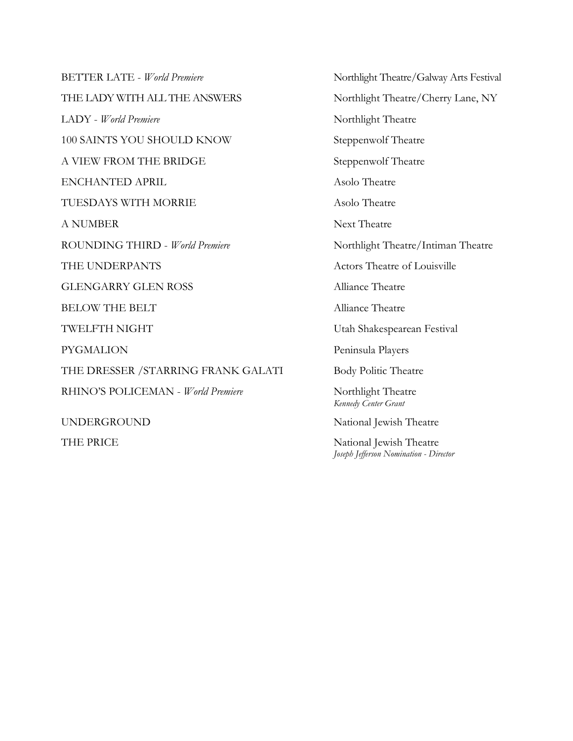| | |
|---|---|
| BETTER LATE - *World Premiere* | Northlight Theatre/Galway Arts Festival |
| THE LADY WITH ALL THE ANSWERS | Northlight Theatre/Cherry Lane, NY |
| LADY - *World Premiere* | Northlight Theatre |
| 100 SAINTS YOU SHOULD KNOW | Steppenwolf Theatre |
| A VIEW FROM THE BRIDGE | Steppenwolf Theatre |
| ENCHANTED APRIL | Asolo Theatre |
| TUESDAYS WITH MORRIE | Asolo Theatre |
| A NUMBER | Next Theatre |
| ROUNDING THIRD - *World Premiere* | Northlight Theatre/Intiman Theatre |
| THE UNDERPANTS | Actors Theatre of Louisville |
| GLENGARRY GLEN ROSS | Alliance Theatre |
| BELOW THE BELT | Alliance Theatre |
| TWELFTH NIGHT | Utah Shakespearean Festival |
| PYGMALION | Peninsula Players |
| THE DRESSER /STARRING FRANK GALATI | Body Politic Theatre |
| RHINO'S POLICEMAN - *World Premiere* | Northlight Theatre *Kennedy Center Grant* |
| UNDERGROUND | National Jewish Theatre |
| THE PRICE | National Jewish Theatre *Joseph Jefferson Nomination - Director* |